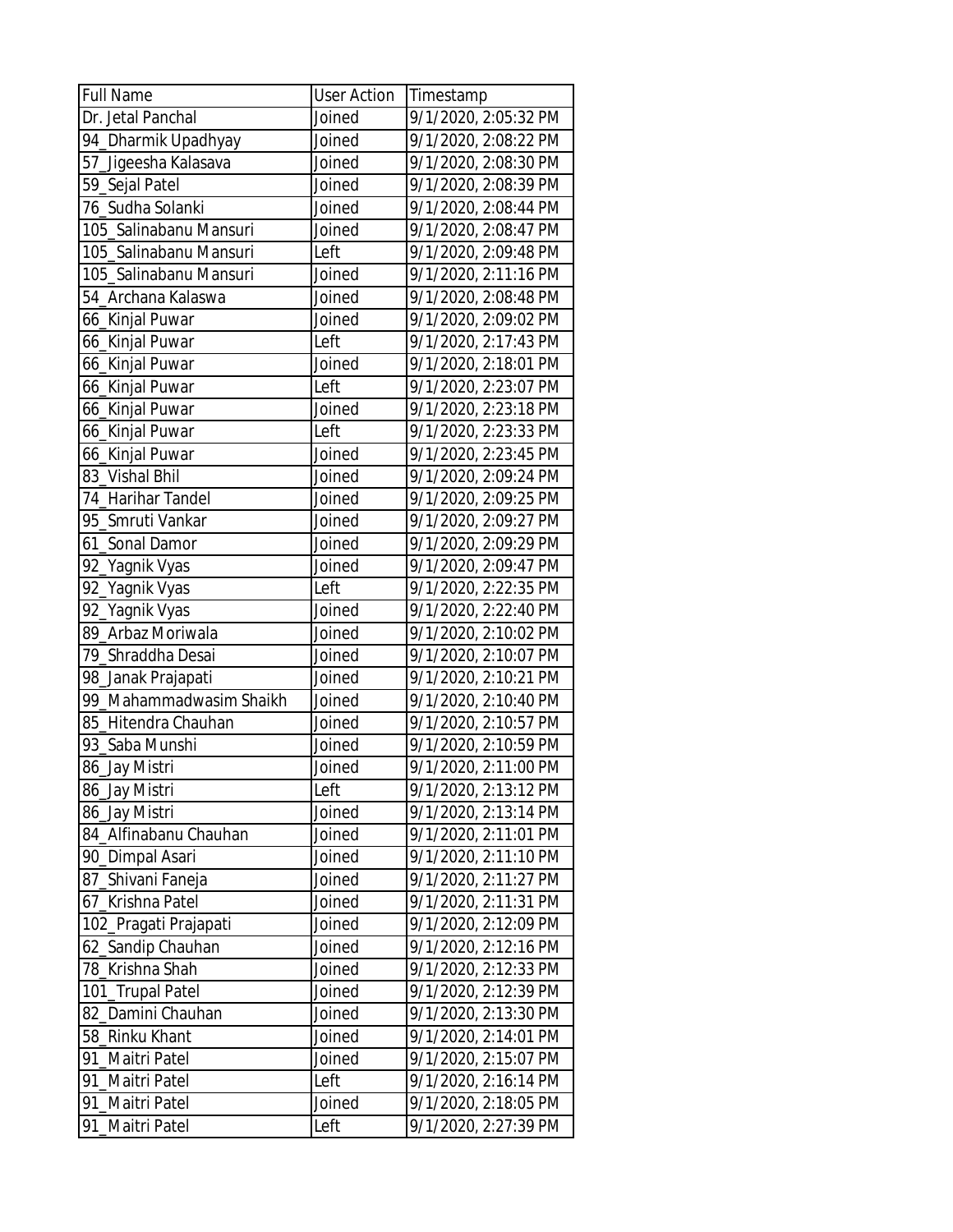| Full Name | User Action | Timestamp |
| --- | --- | --- |
| Dr. Jetal Panchal | Joined | 9/1/2020, 2:05:32 PM |
| 94_Dharmik Upadhyay | Joined | 9/1/2020, 2:08:22 PM |
| 57_Jigeesha Kalasava | Joined | 9/1/2020, 2:08:30 PM |
| 59_Sejal Patel | Joined | 9/1/2020, 2:08:39 PM |
| 76_Sudha Solanki | Joined | 9/1/2020, 2:08:44 PM |
| 105_Salinabanu Mansuri | Joined | 9/1/2020, 2:08:47 PM |
| 105_Salinabanu Mansuri | Left | 9/1/2020, 2:09:48 PM |
| 105_Salinabanu Mansuri | Joined | 9/1/2020, 2:11:16 PM |
| 54_Archana Kalaswa | Joined | 9/1/2020, 2:08:48 PM |
| 66_Kinjal Puwar | Joined | 9/1/2020, 2:09:02 PM |
| 66_Kinjal Puwar | Left | 9/1/2020, 2:17:43 PM |
| 66_Kinjal Puwar | Joined | 9/1/2020, 2:18:01 PM |
| 66_Kinjal Puwar | Left | 9/1/2020, 2:23:07 PM |
| 66_Kinjal Puwar | Joined | 9/1/2020, 2:23:18 PM |
| 66_Kinjal Puwar | Left | 9/1/2020, 2:23:33 PM |
| 66_Kinjal Puwar | Joined | 9/1/2020, 2:23:45 PM |
| 83_Vishal Bhil | Joined | 9/1/2020, 2:09:24 PM |
| 74_Harihar Tandel | Joined | 9/1/2020, 2:09:25 PM |
| 95_Smruti Vankar | Joined | 9/1/2020, 2:09:27 PM |
| 61_Sonal Damor | Joined | 9/1/2020, 2:09:29 PM |
| 92_Yagnik Vyas | Joined | 9/1/2020, 2:09:47 PM |
| 92_Yagnik Vyas | Left | 9/1/2020, 2:22:35 PM |
| 92_Yagnik Vyas | Joined | 9/1/2020, 2:22:40 PM |
| 89_Arbaz Moriwala | Joined | 9/1/2020, 2:10:02 PM |
| 79_Shraddha Desai | Joined | 9/1/2020, 2:10:07 PM |
| 98_Janak Prajapati | Joined | 9/1/2020, 2:10:21 PM |
| 99_Mahammadwasim Shaikh | Joined | 9/1/2020, 2:10:40 PM |
| 85_Hitendra Chauhan | Joined | 9/1/2020, 2:10:57 PM |
| 93_Saba Munshi | Joined | 9/1/2020, 2:10:59 PM |
| 86_Jay Mistri | Joined | 9/1/2020, 2:11:00 PM |
| 86_Jay Mistri | Left | 9/1/2020, 2:13:12 PM |
| 86_Jay Mistri | Joined | 9/1/2020, 2:13:14 PM |
| 84_Alfinabanu Chauhan | Joined | 9/1/2020, 2:11:01 PM |
| 90_Dimpal Asari | Joined | 9/1/2020, 2:11:10 PM |
| 87_Shivani Faneja | Joined | 9/1/2020, 2:11:27 PM |
| 67_Krishna Patel | Joined | 9/1/2020, 2:11:31 PM |
| 102_Pragati Prajapati | Joined | 9/1/2020, 2:12:09 PM |
| 62_Sandip Chauhan | Joined | 9/1/2020, 2:12:16 PM |
| 78_Krishna Shah | Joined | 9/1/2020, 2:12:33 PM |
| 101_Trupal Patel | Joined | 9/1/2020, 2:12:39 PM |
| 82_Damini Chauhan | Joined | 9/1/2020, 2:13:30 PM |
| 58_Rinku Khant | Joined | 9/1/2020, 2:14:01 PM |
| 91_Maitri Patel | Joined | 9/1/2020, 2:15:07 PM |
| 91_Maitri Patel | Left | 9/1/2020, 2:16:14 PM |
| 91_Maitri Patel | Joined | 9/1/2020, 2:18:05 PM |
| 91_Maitri Patel | Left | 9/1/2020, 2:27:39 PM |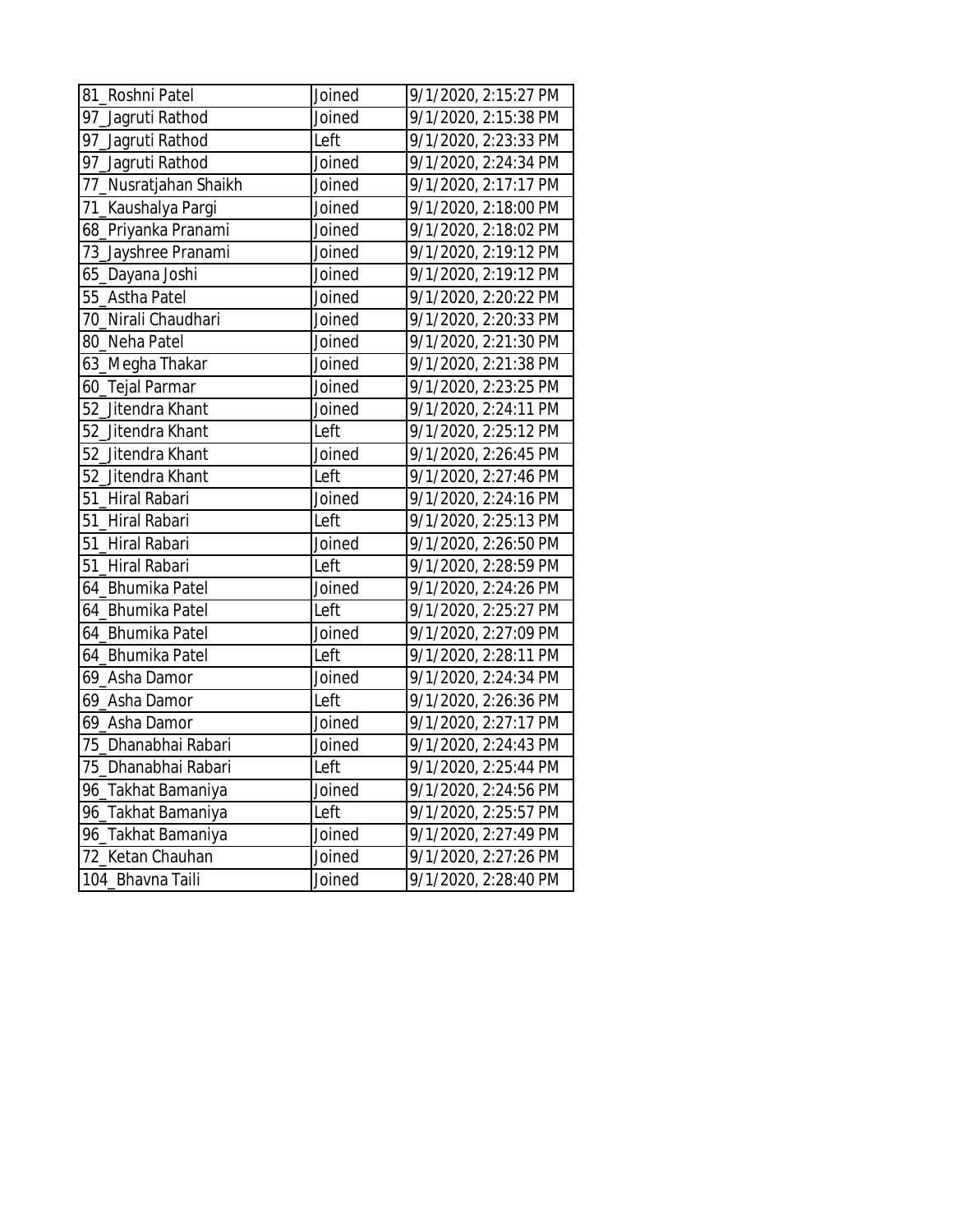| | | |
|---|---|---|
| 81_Roshni Patel | Joined | 9/1/2020, 2:15:27 PM |
| 97_Jagruti Rathod | Joined | 9/1/2020, 2:15:38 PM |
| 97_Jagruti Rathod | Left | 9/1/2020, 2:23:33 PM |
| 97_Jagruti Rathod | Joined | 9/1/2020, 2:24:34 PM |
| 77_Nusratjahan Shaikh | Joined | 9/1/2020, 2:17:17 PM |
| 71_Kaushalya Pargi | Joined | 9/1/2020, 2:18:00 PM |
| 68_Priyanka Pranami | Joined | 9/1/2020, 2:18:02 PM |
| 73_Jayshree Pranami | Joined | 9/1/2020, 2:19:12 PM |
| 65_Dayana Joshi | Joined | 9/1/2020, 2:19:12 PM |
| 55_Astha Patel | Joined | 9/1/2020, 2:20:22 PM |
| 70_Nirali Chaudhari | Joined | 9/1/2020, 2:20:33 PM |
| 80_Neha Patel | Joined | 9/1/2020, 2:21:30 PM |
| 63_Megha Thakar | Joined | 9/1/2020, 2:21:38 PM |
| 60_Tejal Parmar | Joined | 9/1/2020, 2:23:25 PM |
| 52_Jitendra Khant | Joined | 9/1/2020, 2:24:11 PM |
| 52_Jitendra Khant | Left | 9/1/2020, 2:25:12 PM |
| 52_Jitendra Khant | Joined | 9/1/2020, 2:26:45 PM |
| 52_Jitendra Khant | Left | 9/1/2020, 2:27:46 PM |
| 51_Hiral Rabari | Joined | 9/1/2020, 2:24:16 PM |
| 51_Hiral Rabari | Left | 9/1/2020, 2:25:13 PM |
| 51_Hiral Rabari | Joined | 9/1/2020, 2:26:50 PM |
| 51_Hiral Rabari | Left | 9/1/2020, 2:28:59 PM |
| 64_Bhumika Patel | Joined | 9/1/2020, 2:24:26 PM |
| 64_Bhumika Patel | Left | 9/1/2020, 2:25:27 PM |
| 64_Bhumika Patel | Joined | 9/1/2020, 2:27:09 PM |
| 64_Bhumika Patel | Left | 9/1/2020, 2:28:11 PM |
| 69_Asha Damor | Joined | 9/1/2020, 2:24:34 PM |
| 69_Asha Damor | Left | 9/1/2020, 2:26:36 PM |
| 69_Asha Damor | Joined | 9/1/2020, 2:27:17 PM |
| 75_Dhanabhai Rabari | Joined | 9/1/2020, 2:24:43 PM |
| 75_Dhanabhai Rabari | Left | 9/1/2020, 2:25:44 PM |
| 96_Takhat Bamaniya | Joined | 9/1/2020, 2:24:56 PM |
| 96_Takhat Bamaniya | Left | 9/1/2020, 2:25:57 PM |
| 96_Takhat Bamaniya | Joined | 9/1/2020, 2:27:49 PM |
| 72_Ketan Chauhan | Joined | 9/1/2020, 2:27:26 PM |
| 104_Bhavna Taili | Joined | 9/1/2020, 2:28:40 PM |